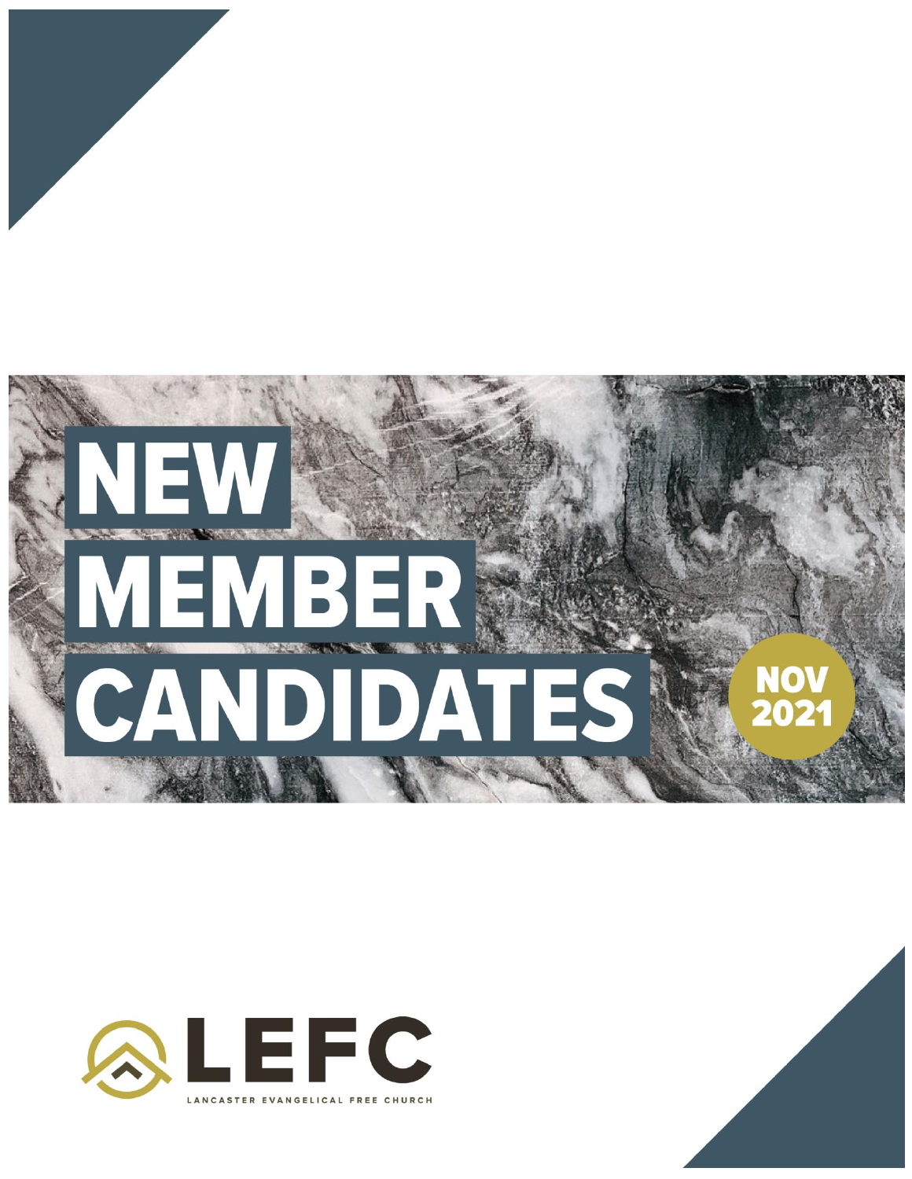# NEW MEMBER CANDIDATES

NOV 2021

LEFC

LANCASTER EVANGELICAL FREE CHURCH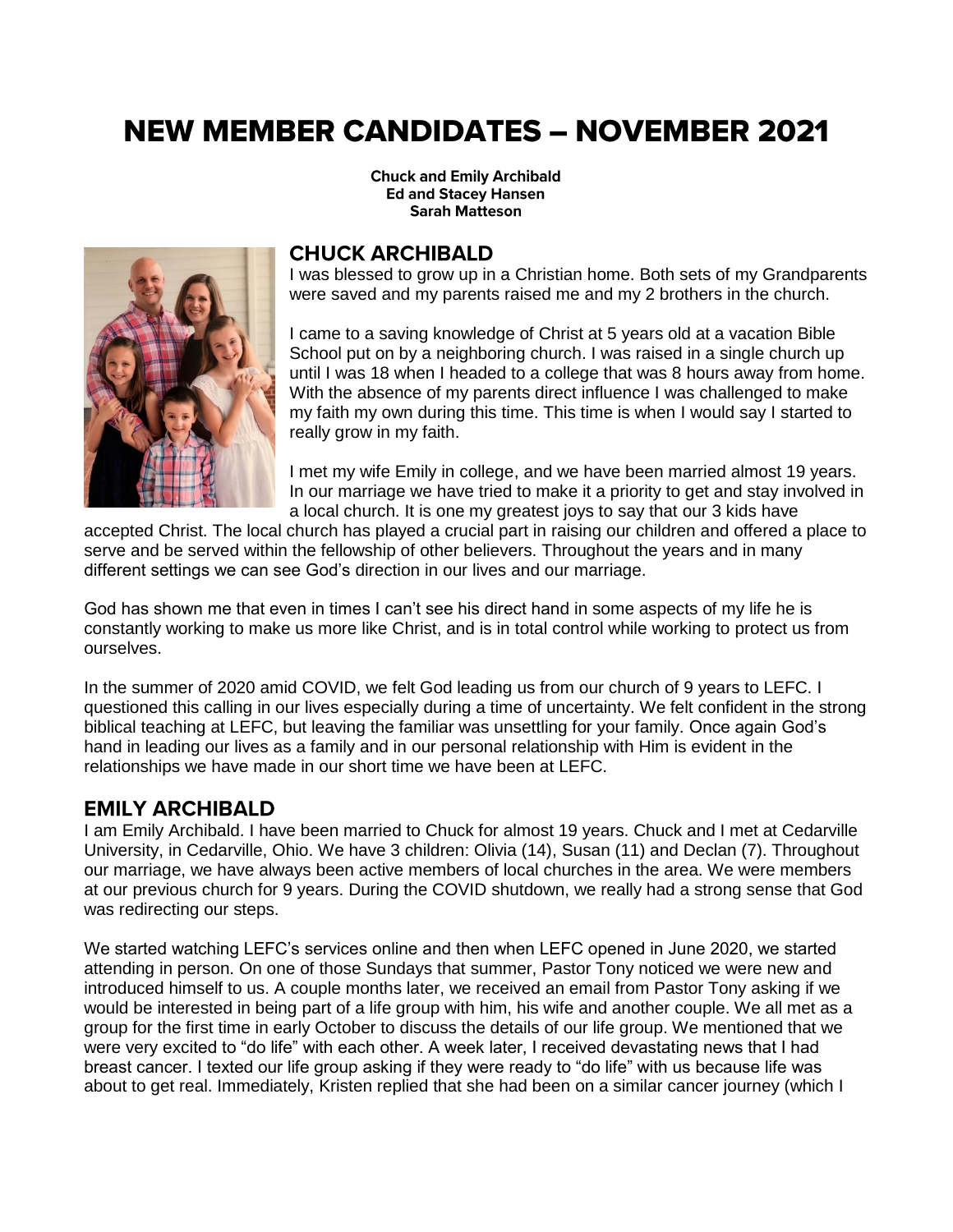# NEW MEMBER CANDIDATES – NOVEMBER 2021

**Chuck and Emily Archibald**
**Ed and Stacey Hansen**
**Sarah Matteson**

## CHUCK ARCHIBALD

I was blessed to grow up in a Christian home. Both sets of my Grandparents were saved and my parents raised me and my 2 brothers in the church.

I came to a saving knowledge of Christ at 5 years old at a vacation Bible School put on by a neighboring church. I was raised in a single church up until I was 18 when I headed to a college that was 8 hours away from home. With the absence of my parents direct influence I was challenged to make my faith my own during this time. This time is when I would say I started to really grow in my faith.

I met my wife Emily in college, and we have been married almost 19 years. In our marriage we have tried to make it a priority to get and stay involved in a local church. It is one my greatest joys to say that our 3 kids have accepted Christ. The local church has played a crucial part in raising our children and offered a place to serve and be served within the fellowship of other believers. Throughout the years and in many different settings we can see God's direction in our lives and our marriage.

God has shown me that even in times I can't see his direct hand in some aspects of my life he is constantly working to make us more like Christ, and is in total control while working to protect us from ourselves.

In the summer of 2020 amid COVID, we felt God leading us from our church of 9 years to LEFC. I questioned this calling in our lives especially during a time of uncertainty. We felt confident in the strong biblical teaching at LEFC, but leaving the familiar was unsettling for your family. Once again God's hand in leading our lives as a family and in our personal relationship with Him is evident in the relationships we have made in our short time we have been at LEFC.

## EMILY ARCHIBALD

I am Emily Archibald. I have been married to Chuck for almost 19 years. Chuck and I met at Cedarville University, in Cedarville, Ohio. We have 3 children: Olivia (14), Susan (11) and Declan (7). Throughout our marriage, we have always been active members of local churches in the area. We were members at our previous church for 9 years. During the COVID shutdown, we really had a strong sense that God was redirecting our steps.

We started watching LEFC's services online and then when LEFC opened in June 2020, we started attending in person. On one of those Sundays that summer, Pastor Tony noticed we were new and introduced himself to us. A couple months later, we received an email from Pastor Tony asking if we would be interested in being part of a life group with him, his wife and another couple. We all met as a group for the first time in early October to discuss the details of our life group. We mentioned that we were very excited to "do life" with each other. A week later, I received devastating news that I had breast cancer. I texted our life group asking if they were ready to "do life" with us because life was about to get real. Immediately, Kristen replied that she had been on a similar cancer journey (which I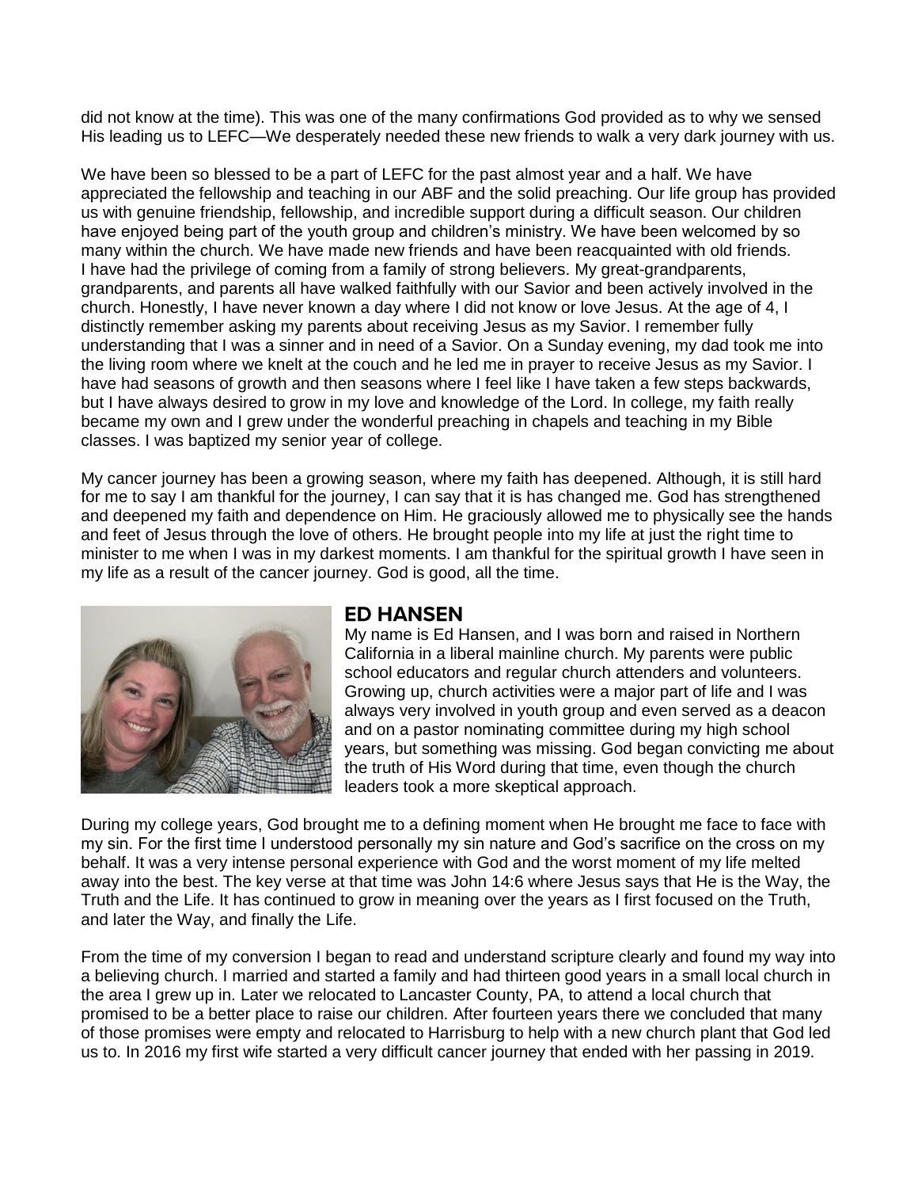did not know at the time). This was one of the many confirmations God provided as to why we sensed His leading us to LEFC—We desperately needed these new friends to walk a very dark journey with us.

We have been so blessed to be a part of LEFC for the past almost year and a half. We have appreciated the fellowship and teaching in our ABF and the solid preaching. Our life group has provided us with genuine friendship, fellowship, and incredible support during a difficult season. Our children have enjoyed being part of the youth group and children's ministry. We have been welcomed by so many within the church. We have made new friends and have been reacquainted with old friends.
I have had the privilege of coming from a family of strong believers. My great-grandparents, grandparents, and parents all have walked faithfully with our Savior and been actively involved in the church. Honestly, I have never known a day where I did not know or love Jesus. At the age of 4, I distinctly remember asking my parents about receiving Jesus as my Savior. I remember fully understanding that I was a sinner and in need of a Savior. On a Sunday evening, my dad took me into the living room where we knelt at the couch and he led me in prayer to receive Jesus as my Savior. I have had seasons of growth and then seasons where I feel like I have taken a few steps backwards, but I have always desired to grow in my love and knowledge of the Lord. In college, my faith really became my own and I grew under the wonderful preaching in chapels and teaching in my Bible classes. I was baptized my senior year of college.

My cancer journey has been a growing season, where my faith has deepened. Although, it is still hard for me to say I am thankful for the journey, I can say that it is has changed me. God has strengthened and deepened my faith and dependence on Him. He graciously allowed me to physically see the hands and feet of Jesus through the love of others. He brought people into my life at just the right time to minister to me when I was in my darkest moments. I am thankful for the spiritual growth I have seen in my life as a result of the cancer journey. God is good, all the time.

## ED HANSEN

My name is Ed Hansen, and I was born and raised in Northern California in a liberal mainline church. My parents were public school educators and regular church attenders and volunteers. Growing up, church activities were a major part of life and I was always very involved in youth group and even served as a deacon and on a pastor nominating committee during my high school years, but something was missing. God began convicting me about the truth of His Word during that time, even though the church leaders took a more skeptical approach.

During my college years, God brought me to a defining moment when He brought me face to face with my sin. For the first time I understood personally my sin nature and God's sacrifice on the cross on my behalf. It was a very intense personal experience with God and the worst moment of my life melted away into the best. The key verse at that time was John 14:6 where Jesus says that He is the Way, the Truth and the Life. It has continued to grow in meaning over the years as I first focused on the Truth, and later the Way, and finally the Life.

From the time of my conversion I began to read and understand scripture clearly and found my way into a believing church. I married and started a family and had thirteen good years in a small local church in the area I grew up in. Later we relocated to Lancaster County, PA, to attend a local church that promised to be a better place to raise our children. After fourteen years there we concluded that many of those promises were empty and relocated to Harrisburg to help with a new church plant that God led us to. In 2016 my first wife started a very difficult cancer journey that ended with her passing in 2019.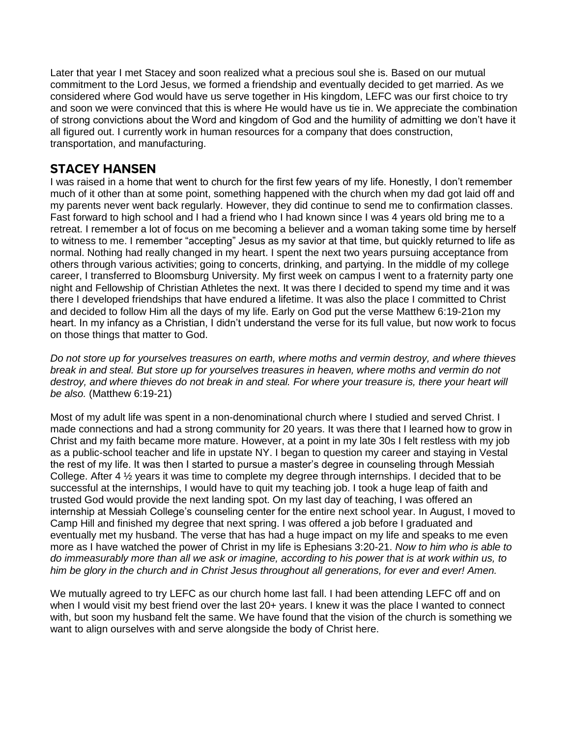Later that year I met Stacey and soon realized what a precious soul she is. Based on our mutual commitment to the Lord Jesus, we formed a friendship and eventually decided to get married. As we considered where God would have us serve together in His kingdom, LEFC was our first choice to try and soon we were convinced that this is where He would have us tie in. We appreciate the combination of strong convictions about the Word and kingdom of God and the humility of admitting we don't have it all figured out. I currently work in human resources for a company that does construction, transportation, and manufacturing.

## STACEY HANSEN

I was raised in a home that went to church for the first few years of my life. Honestly, I don't remember much of it other than at some point, something happened with the church when my dad got laid off and my parents never went back regularly. However, they did continue to send me to confirmation classes. Fast forward to high school and I had a friend who I had known since I was 4 years old bring me to a retreat. I remember a lot of focus on me becoming a believer and a woman taking some time by herself to witness to me. I remember "accepting" Jesus as my savior at that time, but quickly returned to life as normal. Nothing had really changed in my heart. I spent the next two years pursuing acceptance from others through various activities; going to concerts, drinking, and partying. In the middle of my college career, I transferred to Bloomsburg University. My first week on campus I went to a fraternity party one night and Fellowship of Christian Athletes the next. It was there I decided to spend my time and it was there I developed friendships that have endured a lifetime. It was also the place I committed to Christ and decided to follow Him all the days of my life. Early on God put the verse Matthew 6:19-21on my heart. In my infancy as a Christian, I didn't understand the verse for its full value, but now work to focus on those things that matter to God.

*Do not store up for yourselves treasures on earth, where moths and vermin destroy, and where thieves break in and steal. But store up for yourselves treasures in heaven, where moths and vermin do not destroy, and where thieves do not break in and steal. For where your treasure is, there your heart will be also.* (Matthew 6:19-21)

Most of my adult life was spent in a non-denominational church where I studied and served Christ. I made connections and had a strong community for 20 years. It was there that I learned how to grow in Christ and my faith became more mature. However, at a point in my late 30s I felt restless with my job as a public-school teacher and life in upstate NY. I began to question my career and staying in Vestal the rest of my life. It was then I started to pursue a master's degree in counseling through Messiah College. After 4 ½ years it was time to complete my degree through internships. I decided that to be successful at the internships, I would have to quit my teaching job. I took a huge leap of faith and trusted God would provide the next landing spot. On my last day of teaching, I was offered an internship at Messiah College's counseling center for the entire next school year. In August, I moved to Camp Hill and finished my degree that next spring. I was offered a job before I graduated and eventually met my husband. The verse that has had a huge impact on my life and speaks to me even more as I have watched the power of Christ in my life is Ephesians 3:20-21. *Now to him who is able to do immeasurably more than all we ask or imagine, according to his power that is at work within us, to him be glory in the church and in Christ Jesus throughout all generations, for ever and ever! Amen.*

We mutually agreed to try LEFC as our church home last fall. I had been attending LEFC off and on when I would visit my best friend over the last 20+ years. I knew it was the place I wanted to connect with, but soon my husband felt the same. We have found that the vision of the church is something we want to align ourselves with and serve alongside the body of Christ here.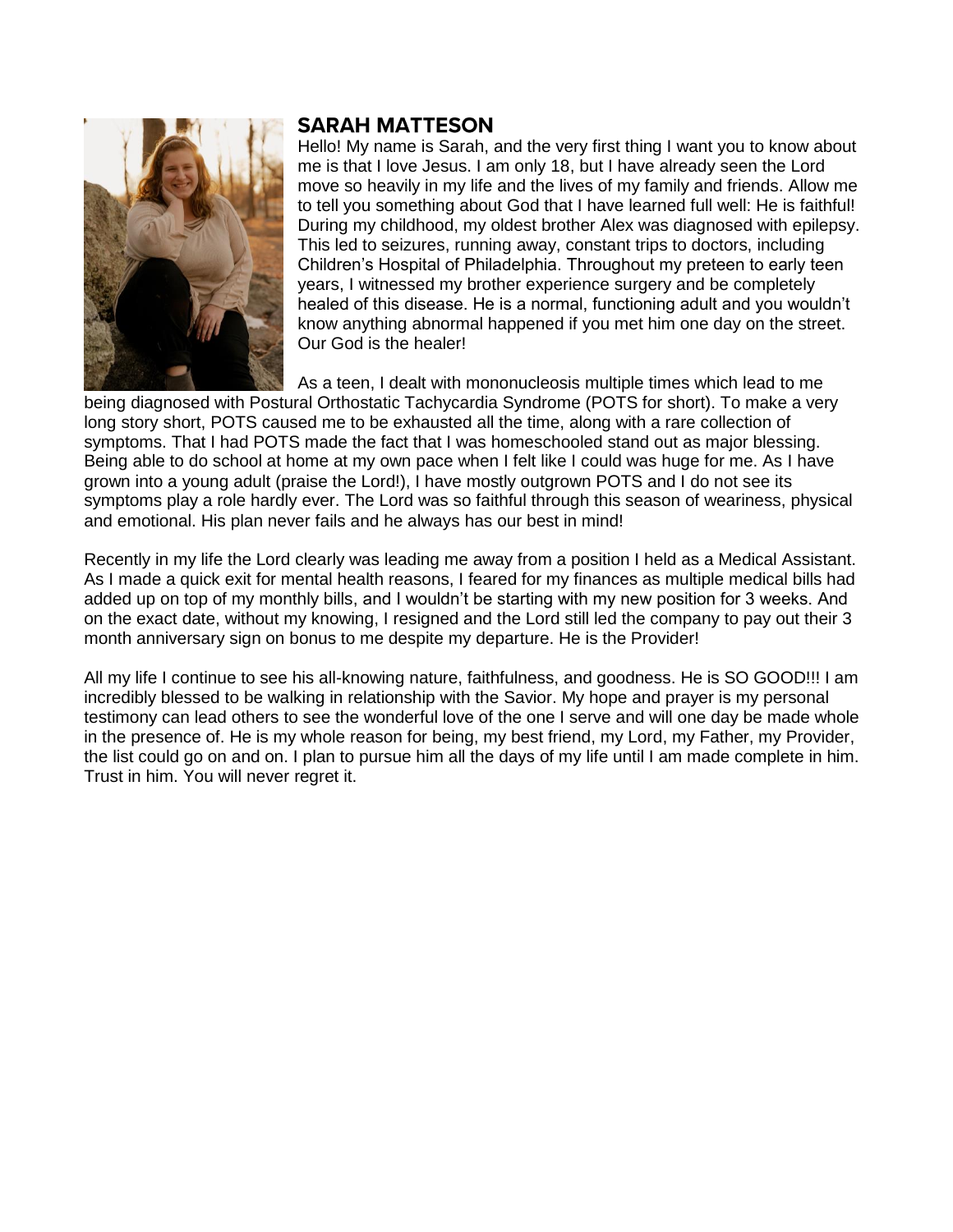## SARAH MATTESON

Hello! My name is Sarah, and the very first thing I want you to know about me is that I love Jesus. I am only 18, but I have already seen the Lord move so heavily in my life and the lives of my family and friends. Allow me to tell you something about God that I have learned full well: He is faithful! During my childhood, my oldest brother Alex was diagnosed with epilepsy. This led to seizures, running away, constant trips to doctors, including Children's Hospital of Philadelphia. Throughout my preteen to early teen years, I witnessed my brother experience surgery and be completely healed of this disease. He is a normal, functioning adult and you wouldn't know anything abnormal happened if you met him one day on the street. Our God is the healer!

As a teen, I dealt with mononucleosis multiple times which lead to me being diagnosed with Postural Orthostatic Tachycardia Syndrome (POTS for short). To make a very long story short, POTS caused me to be exhausted all the time, along with a rare collection of symptoms. That I had POTS made the fact that I was homeschooled stand out as major blessing. Being able to do school at home at my own pace when I felt like I could was huge for me. As I have grown into a young adult (praise the Lord!), I have mostly outgrown POTS and I do not see its symptoms play a role hardly ever. The Lord was so faithful through this season of weariness, physical and emotional. His plan never fails and he always has our best in mind!

Recently in my life the Lord clearly was leading me away from a position I held as a Medical Assistant. As I made a quick exit for mental health reasons, I feared for my finances as multiple medical bills had added up on top of my monthly bills, and I wouldn't be starting with my new position for 3 weeks. And on the exact date, without my knowing, I resigned and the Lord still led the company to pay out their 3 month anniversary sign on bonus to me despite my departure. He is the Provider!

All my life I continue to see his all-knowing nature, faithfulness, and goodness. He is SO GOOD!!! I am incredibly blessed to be walking in relationship with the Savior. My hope and prayer is my personal testimony can lead others to see the wonderful love of the one I serve and will one day be made whole in the presence of. He is my whole reason for being, my best friend, my Lord, my Father, my Provider, the list could go on and on. I plan to pursue him all the days of my life until I am made complete in him. Trust in him. You will never regret it.